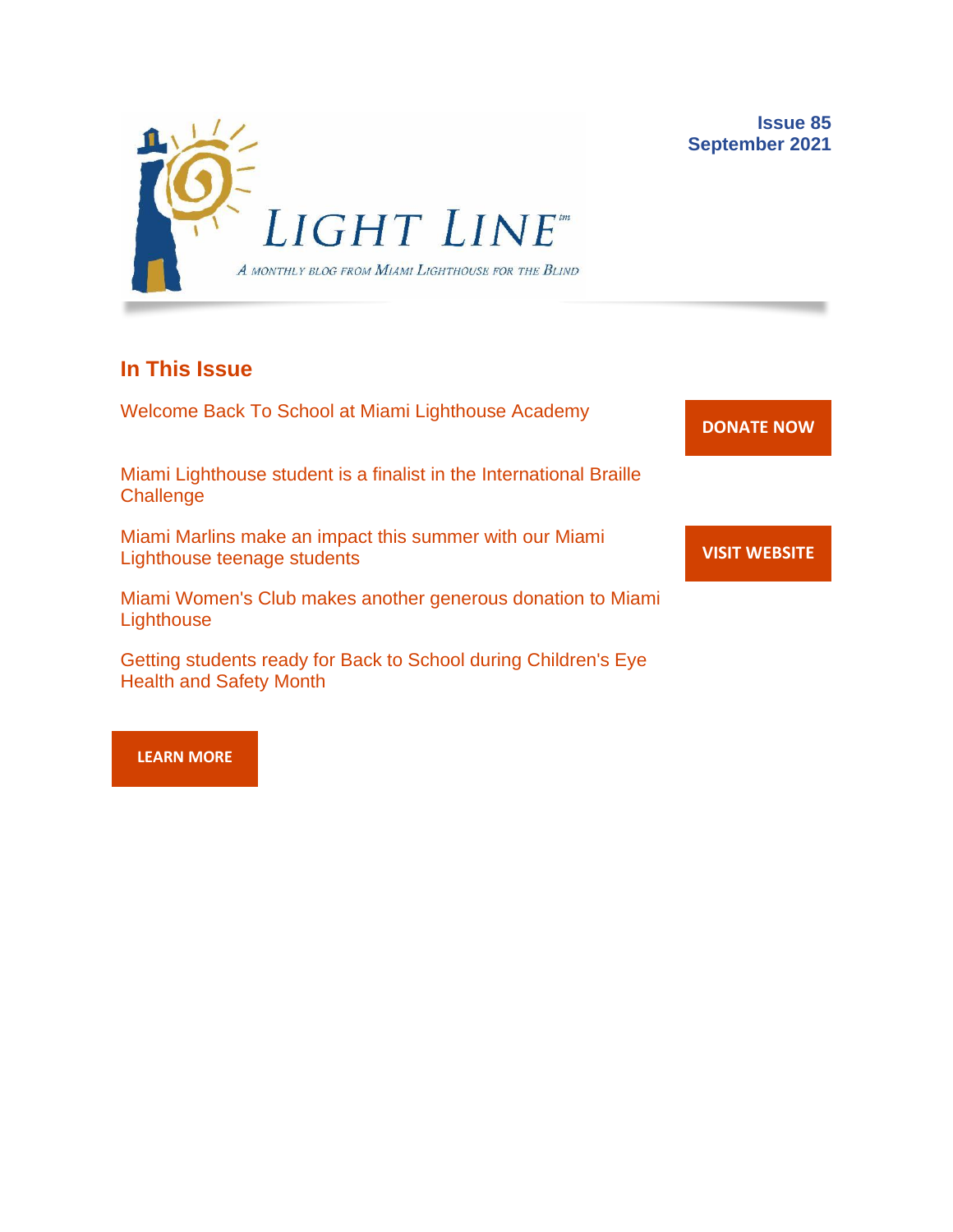# LIGHT LINE™

*A monthly blog from Miami Lighthouse for the Blind*

**Issue 85**
**September 2021**

## In This Issue

Welcome Back To School at Miami Lighthouse Academy

Miami Lighthouse student is a finalist in the International Braille Challenge

Miami Marlins make an impact this summer with our Miami Lighthouse teenage students

Miami Women's Club makes another generous donation to Miami Lighthouse

Getting students ready for Back to School during Children's Eye Health and Safety Month

**DONATE NOW**

**VISIT WEBSITE**

**LEARN MORE**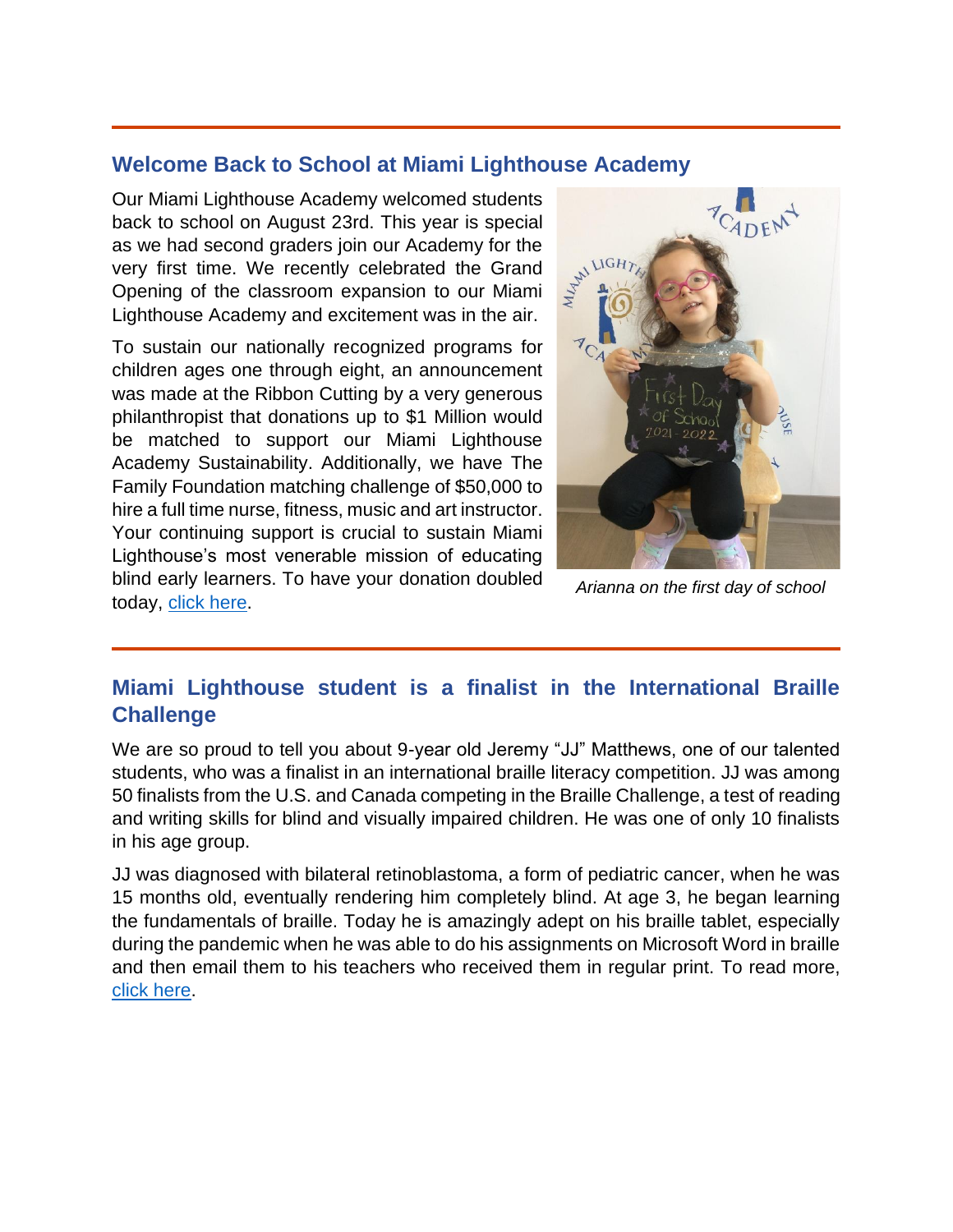## Welcome Back to School at Miami Lighthouse Academy

Our Miami Lighthouse Academy welcomed students back to school on August 23rd. This year is special as we had second graders join our Academy for the very first time. We recently celebrated the Grand Opening of the classroom expansion to our Miami Lighthouse Academy and excitement was in the air.

To sustain our nationally recognized programs for children ages one through eight, an announcement was made at the Ribbon Cutting by a very generous philanthropist that donations up to $1 Million would be matched to support our Miami Lighthouse Academy Sustainability. Additionally, we have The Family Foundation matching challenge of $50,000 to hire a full time nurse, fitness, music and art instructor. Your continuing support is crucial to sustain Miami Lighthouse's most venerable mission of educating blind early learners. To have your donation doubled today, [click here](#).

*Arianna on the first day of school*

## Miami Lighthouse student is a finalist in the International Braille Challenge

We are so proud to tell you about 9-year old Jeremy "JJ" Matthews, one of our talented students, who was a finalist in an international braille literacy competition. JJ was among 50 finalists from the U.S. and Canada competing in the Braille Challenge, a test of reading and writing skills for blind and visually impaired children. He was one of only 10 finalists in his age group.

JJ was diagnosed with bilateral retinoblastoma, a form of pediatric cancer, when he was 15 months old, eventually rendering him completely blind. At age 3, he began learning the fundamentals of braille. Today he is amazingly adept on his braille tablet, especially during the pandemic when he was able to do his assignments on Microsoft Word in braille and then email them to his teachers who received them in regular print. To read more, [click here](#).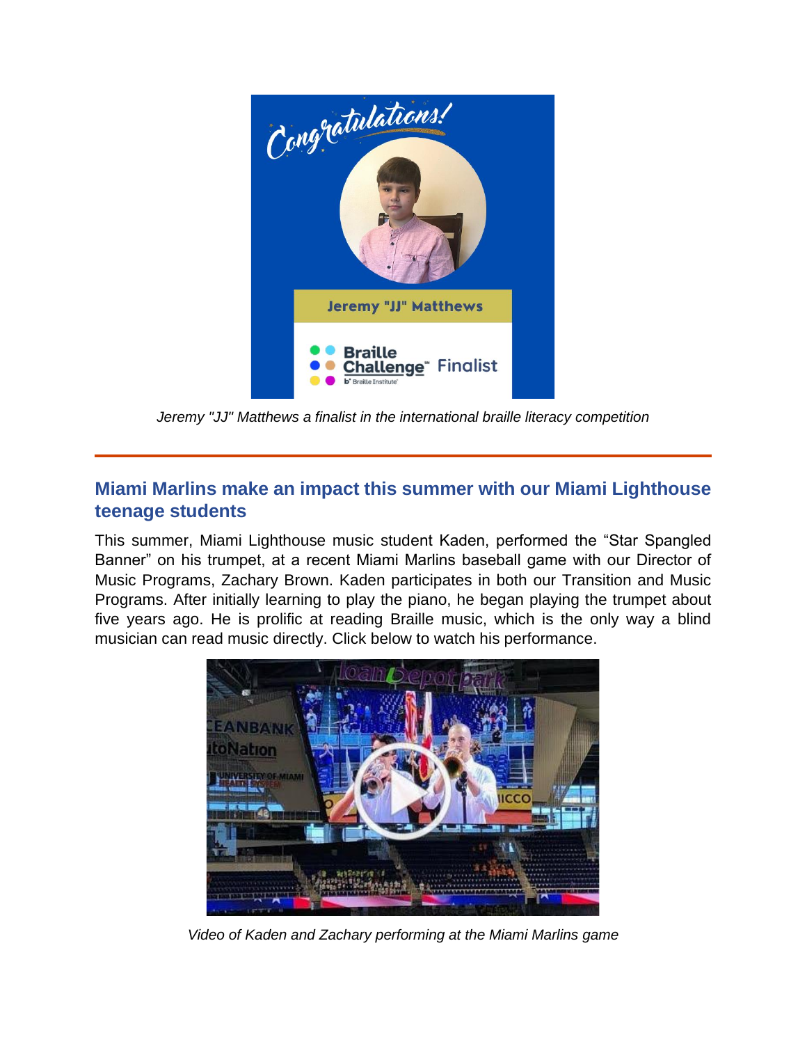*Jeremy "JJ" Matthews a finalist in the international braille literacy competition*

---

## Miami Marlins make an impact this summer with our Miami Lighthouse teenage students

This summer, Miami Lighthouse music student Kaden, performed the "Star Spangled Banner" on his trumpet, at a recent Miami Marlins baseball game with our Director of Music Programs, Zachary Brown. Kaden participates in both our Transition and Music Programs. After initially learning to play the piano, he began playing the trumpet about five years ago. He is prolific at reading Braille music, which is the only way a blind musician can read music directly. Click below to watch his performance.

*Video of Kaden and Zachary performing at the Miami Marlins game*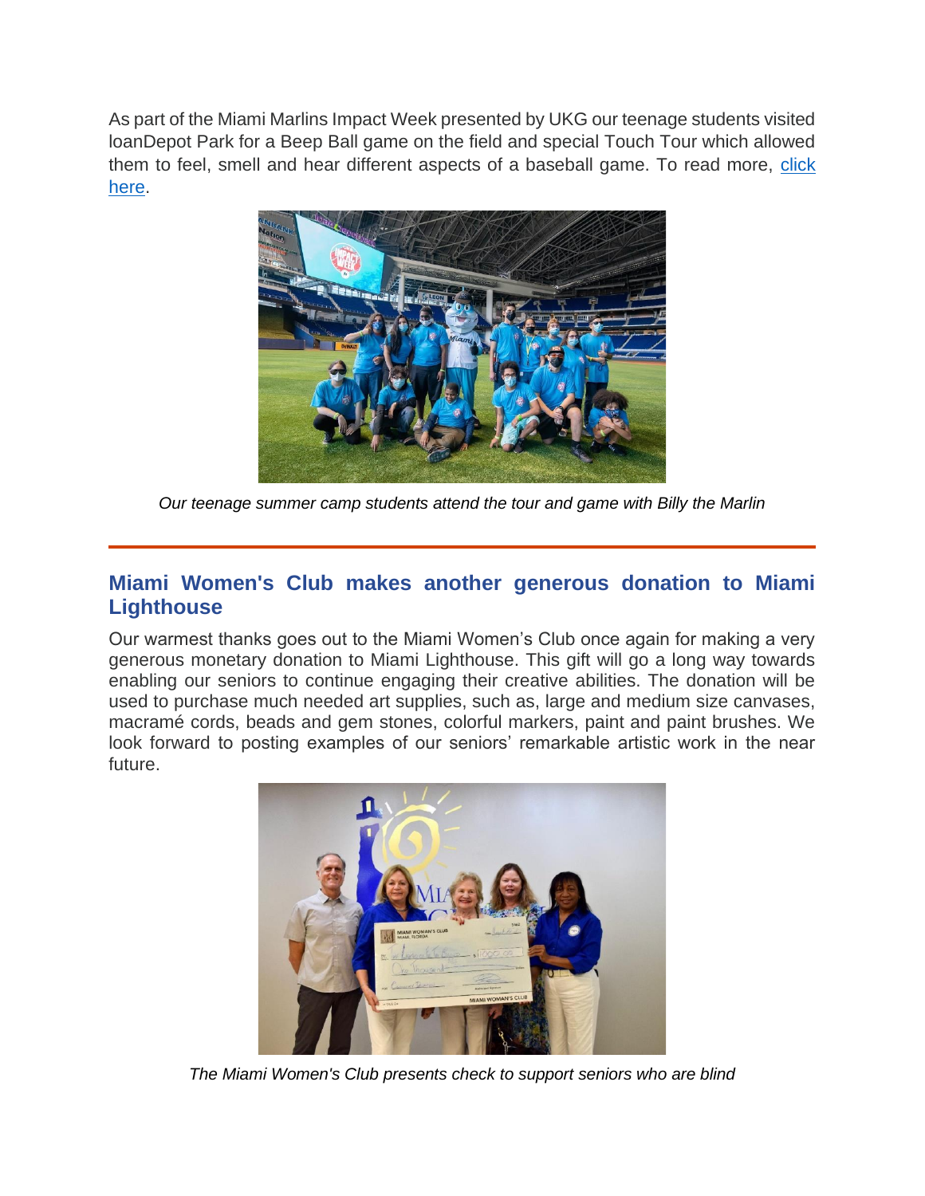As part of the Miami Marlins Impact Week presented by UKG our teenage students visited loanDepot Park for a Beep Ball game on the field and special Touch Tour which allowed them to feel, smell and hear different aspects of a baseball game. To read more, [click here](#).

*Our teenage summer camp students attend the tour and game with Billy the Marlin*

---

## Miami Women's Club makes another generous donation to Miami Lighthouse

Our warmest thanks goes out to the Miami Women's Club once again for making a very generous monetary donation to Miami Lighthouse. This gift will go a long way towards enabling our seniors to continue engaging their creative abilities. The donation will be used to purchase much needed art supplies, such as, large and medium size canvases, macramé cords, beads and gem stones, colorful markers, paint and paint brushes. We look forward to posting examples of our seniors' remarkable artistic work in the near future.

*The Miami Women's Club presents check to support seniors who are blind*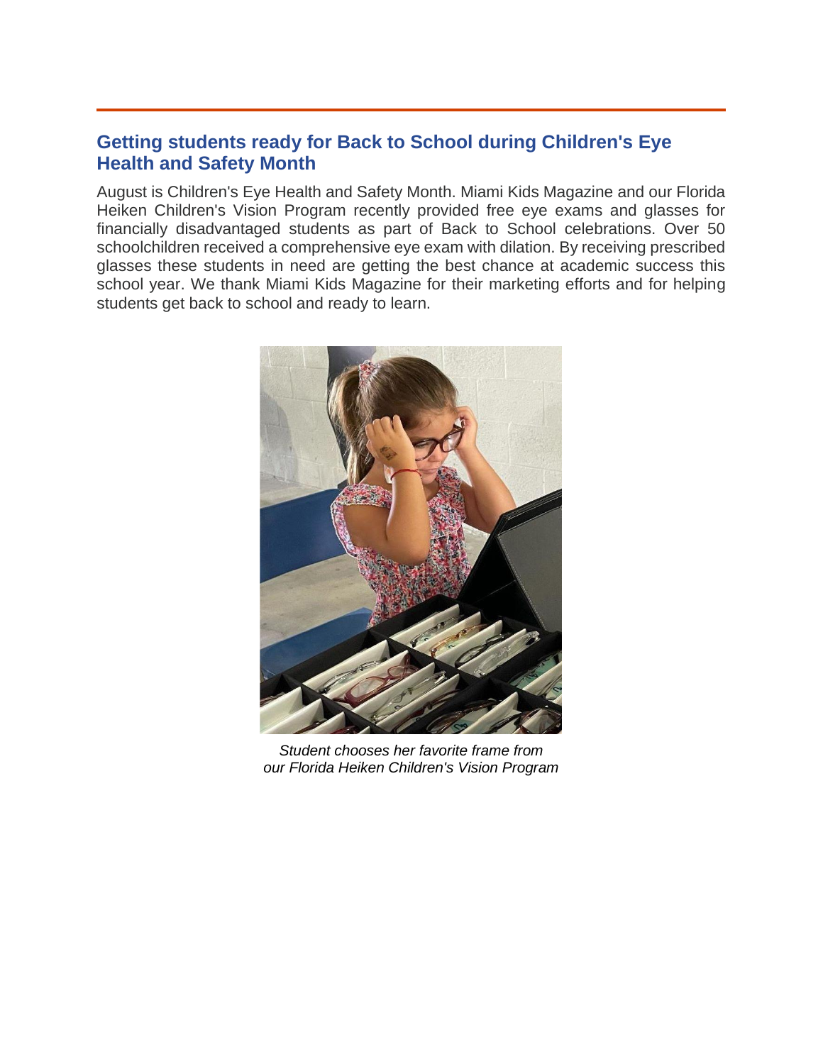## Getting students ready for Back to School during Children's Eye Health and Safety Month

August is Children's Eye Health and Safety Month. Miami Kids Magazine and our Florida Heiken Children's Vision Program recently provided free eye exams and glasses for financially disadvantaged students as part of Back to School celebrations. Over 50 schoolchildren received a comprehensive eye exam with dilation. By receiving prescribed glasses these students in need are getting the best chance at academic success this school year. We thank Miami Kids Magazine for their marketing efforts and for helping students get back to school and ready to learn.

*Student chooses her favorite frame from our Florida Heiken Children's Vision Program*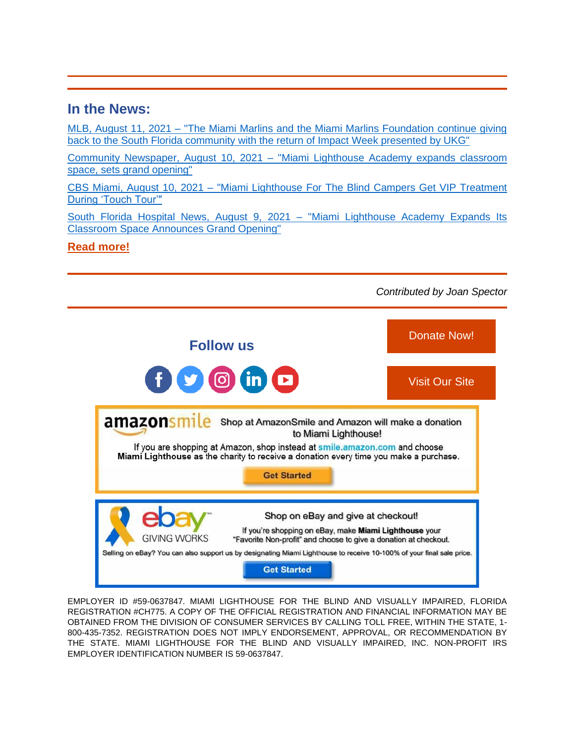## In the News:

MLB, August 11, 2021 – "The Miami Marlins and the Miami Marlins Foundation continue giving back to the South Florida community with the return of Impact Week presented by UKG"

Community Newspaper, August 10, 2021 – "Miami Lighthouse Academy expands classroom space, sets grand opening"

CBS Miami, August 10, 2021 – "Miami Lighthouse For The Blind Campers Get VIP Treatment During 'Touch Tour'"

South Florida Hospital News, August 9, 2021 – "Miami Lighthouse Academy Expands Its Classroom Space Announces Grand Opening"

**Read more!**

*Contributed by Joan Spector*

### Follow us

Donate Now!

Visit Our Site

amazonsmile Shop at AmazonSmile and Amazon will make a donation to Miami Lighthouse!

If you are shopping at Amazon, shop instead at smile.amazon.com and choose **Miami Lighthouse** as the charity to receive a donation every time you make a purchase.

Get Started

ebay GIVING WORKS

Shop on eBay and give at checkout!

If you're shopping on eBay, make **Miami Lighthouse** your "Favorite Non-profit" and choose to give a donation at checkout.

Selling on eBay? You can also support us by designating Miami Lighthouse to receive 10-100% of your final sale price.

Get Started

EMPLOYER ID #59-0637847. MIAMI LIGHTHOUSE FOR THE BLIND AND VISUALLY IMPAIRED, FLORIDA REGISTRATION #CH775. A COPY OF THE OFFICIAL REGISTRATION AND FINANCIAL INFORMATION MAY BE OBTAINED FROM THE DIVISION OF CONSUMER SERVICES BY CALLING TOLL FREE, WITHIN THE STATE, 1-800-435-7352. REGISTRATION DOES NOT IMPLY ENDORSEMENT, APPROVAL, OR RECOMMENDATION BY THE STATE. MIAMI LIGHTHOUSE FOR THE BLIND AND VISUALLY IMPAIRED, INC. NON-PROFIT IRS EMPLOYER IDENTIFICATION NUMBER IS 59-0637847.